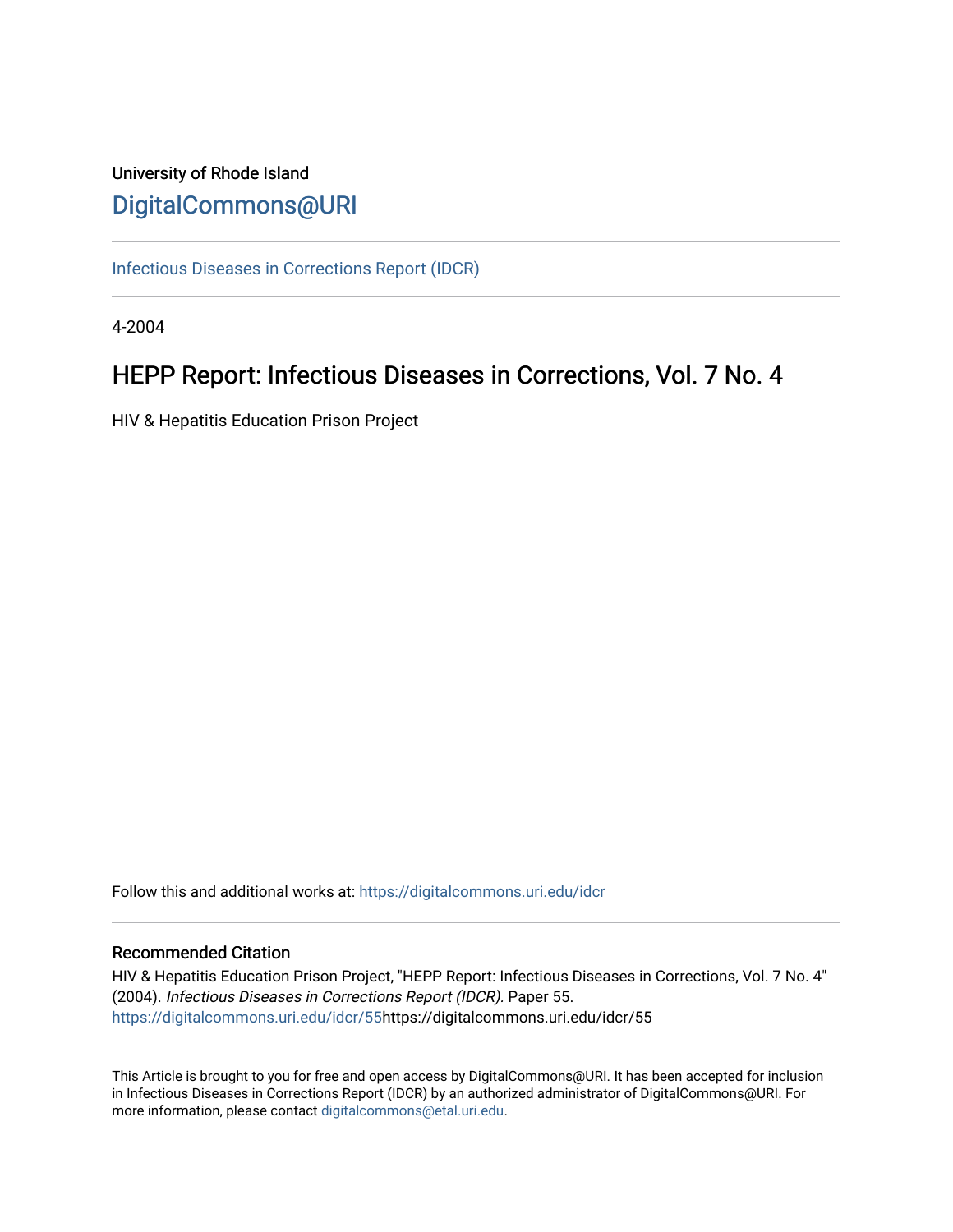University of Rhode Island

# DigitalCommons@URI

Infectious Diseases in Corrections Report (IDCR)

4-2004

## HEPP Report: Infectious Diseases in Corrections, Vol. 7 No. 4

HIV & Hepatitis Education Prison Project

Follow this and additional works at: https://digitalcommons.uri.edu/idcr

### Recommended Citation

HIV & Hepatitis Education Prison Project, "HEPP Report: Infectious Diseases in Corrections, Vol. 7 No. 4" (2004). *Infectious Diseases in Corrections Report (IDCR).* Paper 55.
https://digitalcommons.uri.edu/idcr/55https://digitalcommons.uri.edu/idcr/55

This Article is brought to you for free and open access by DigitalCommons@URI. It has been accepted for inclusion in Infectious Diseases in Corrections Report (IDCR) by an authorized administrator of DigitalCommons@URI. For more information, please contact digitalcommons@etal.uri.edu.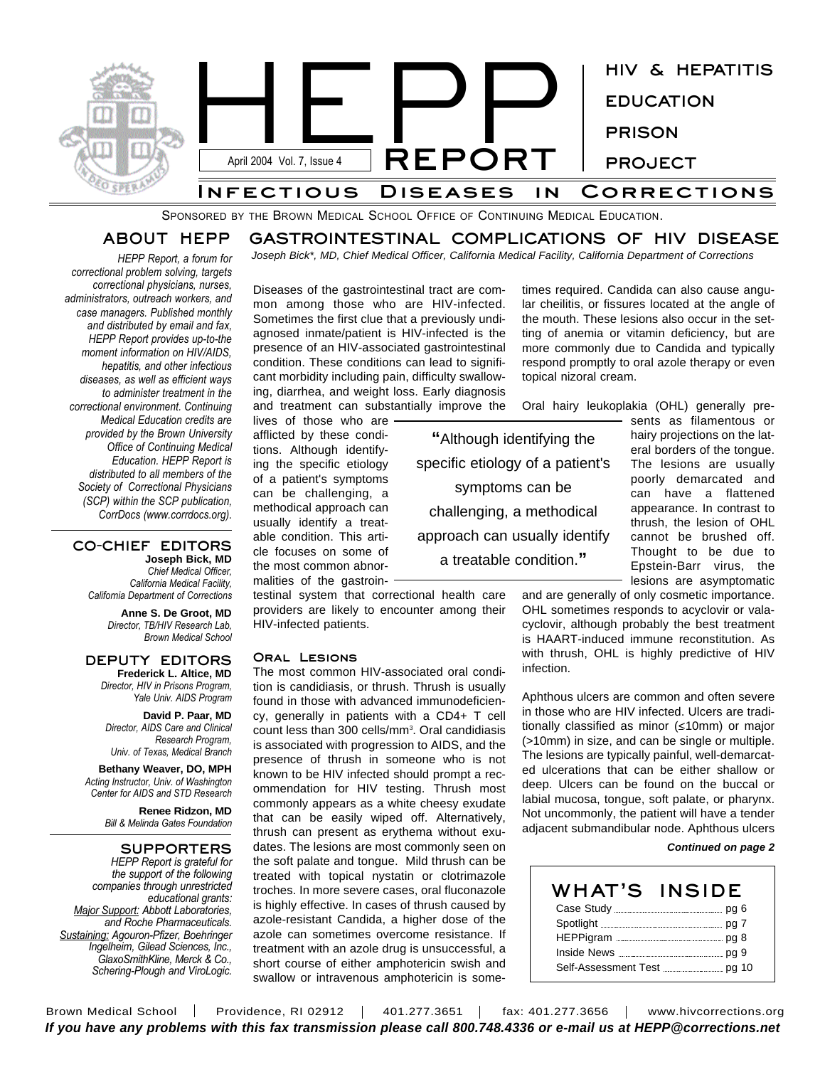# HEPP REPORT

April 2004 Vol. 7, Issue 4

HIV & HEPATITIS EDUCATION PRISON PROJECT

## Infectious Diseases in Corrections

Sponsored by the Brown Medical School Office of Continuing Medical Education.

## About HEPP

*HEPP Report, a forum for correctional problem solving, targets correctional physicians, nurses, administrators, outreach workers, and case managers. Published monthly and distributed by email and fax, HEPP Report provides up-to-the moment information on HIV/AIDS, hepatitis, and other infectious diseases, as well as efficient ways to administer treatment in the correctional environment. Continuing Medical Education credits are provided by the Brown University Office of Continuing Medical Education. HEPP Report is distributed to all members of the Society of Correctional Physicians (SCP) within the SCP publication, CorrDocs (www.corrdocs.org).*

### Co-Chief Editors

**Joseph Bick, MD**
*Chief Medical Officer, California Medical Facility, California Department of Corrections*

**Anne S. De Groot, MD**
*Director, TB/HIV Research Lab, Brown Medical School*

### Deputy Editors

**Frederick L. Altice, MD**
*Director, HIV in Prisons Program, Yale Univ. AIDS Program*

**David P. Paar, MD**
*Director, AIDS Care and Clinical Research Program, Univ. of Texas, Medical Branch*

**Bethany Weaver, DO, MPH**
*Acting Instructor, Univ. of Washington Center for AIDS and STD Research*

**Renee Ridzon, MD**
*Bill & Melinda Gates Foundation*

### Supporters

*HEPP Report is grateful for the support of the following companies through unrestricted educational grants: Major Support: Abbott Laboratories, and Roche Pharmaceuticals. Sustaining: Agouron-Pfizer, Boehringer Ingelheim, Gilead Sciences, Inc., GlaxoSmithKline, Merck & Co., Schering-Plough and ViroLogic.*

## Gastrointestinal Complications of HIV Disease

*Joseph Bick\*, MD, Chief Medical Officer, California Medical Facility, California Department of Corrections*

Diseases of the gastrointestinal tract are common among those who are HIV-infected. Sometimes the first clue that a previously undiagnosed inmate/patient is HIV-infected is the presence of an HIV-associated gastrointestinal condition. These conditions can lead to significant morbidity including pain, difficulty swallowing, diarrhea, and weight loss. Early diagnosis and treatment can substantially improve the lives of those who are afflicted by these conditions. Although identifying the specific etiology of a patient's symptoms can be challenging, a methodical approach can usually identify a treatable condition. This article focuses on some of the most common abnormalities of the gastrointestinal system that correctional health care providers are likely to encounter among their HIV-infected patients.

> "Although identifying the specific etiology of a patient's symptoms can be challenging, a methodical approach can usually identify a treatable condition."

### Oral Lesions

The most common HIV-associated oral condition is candidiasis, or thrush. Thrush is usually found in those with advanced immunodeficiency, generally in patients with a CD4+ T cell count less than 300 cells/mm$^3$. Oral candidiasis is associated with progression to AIDS, and the presence of thrush in someone who is not known to be HIV infected should prompt a recommendation for HIV testing. Thrush most commonly appears as a white cheesy exudate that can be easily wiped off. Alternatively, thrush can present as erythema without exudates. The lesions are most commonly seen on the soft palate and tongue. Mild thrush can be treated with topical nystatin or clotrimazole troches. In more severe cases, oral fluconazole is highly effective. In cases of thrush caused by azole-resistant Candida, a higher dose of the azole can sometimes overcome resistance. If treatment with an azole drug is unsuccessful, a short course of either amphotericin swish and swallow or intravenous amphotericin is sometimes required. Candida can also cause angular cheilitis, or fissures located at the angle of the mouth. These lesions also occur in the setting of anemia or vitamin deficiency, but are more commonly due to Candida and typically respond promptly to oral azole therapy or even topical nizoral cream.

Oral hairy leukoplakia (OHL) generally presents as filamentous or hairy projections on the lateral borders of the tongue. The lesions are usually poorly demarcated and can have a flattened appearance. In contrast to thrush, the lesion of OHL cannot be brushed off. Thought to be due to Epstein-Barr virus, the lesions are asymptomatic and are generally of only cosmetic importance. OHL sometimes responds to acyclovir or valacyclovir, although probably the best treatment is HAART-induced immune reconstitution. As with thrush, OHL is highly predictive of HIV infection.

Aphthous ulcers are common and often severe in those who are HIV infected. Ulcers are traditionally classified as minor (≤10mm) or major (>10mm) in size, and can be single or multiple. The lesions are typically painful, well-demarcated ulcerations that can be either shallow or deep. Ulcers can be found on the buccal or labial mucosa, tongue, soft palate, or pharynx. Not uncommonly, the patient will have a tender adjacent submandibular node. Aphthous ulcers

***Continued on page 2***

## What's Inside

| | |
|---|---|
| Case Study | pg 6 |
| Spotlight | pg 7 |
| HEPPigram | pg 8 |
| Inside News | pg 9 |
| Self-Assessment Test | pg 10 |

Brown Medical School | Providence, RI 02912 | 401.277.3651 | fax: 401.277.3656 | www.hivcorrections.org

***If you have any problems with this fax transmission please call 800.748.4336 or e-mail us at HEPP@corrections.net***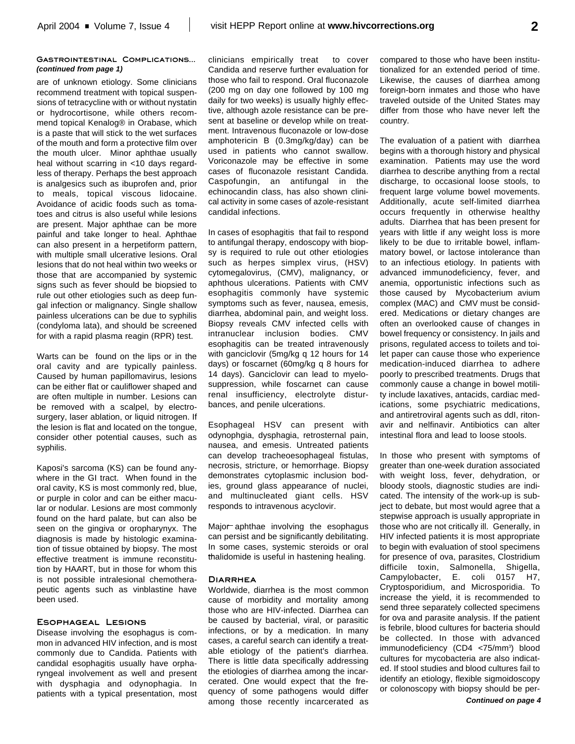#### Gastrointestinal Complications...
***(continued from page 1)***

are of unknown etiology. Some clinicians recommend treatment with topical suspensions of tetracycline with or without nystatin or hydrocortisone, while others recommend topical Kenalog® in Orabase, which is a paste that will stick to the wet surfaces of the mouth and form a protective film over the mouth ulcer. Minor aphthae usually heal without scarring in <10 days regardless of therapy. Perhaps the best approach is analgesics such as ibuprofen and, prior to meals, topical viscous lidocaine. Avoidance of acidic foods such as tomatoes and citrus is also useful while lesions are present. Major aphthae can be more painful and take longer to heal. Aphthae can also present in a herpetiform pattern, with multiple small ulcerative lesions. Oral lesions that do not heal within two weeks or those that are accompanied by systemic signs such as fever should be biopsied to rule out other etiologies such as deep fungal infection or malignancy. Single shallow painless ulcerations can be due to syphilis (condyloma lata), and should be screened for with a rapid plasma reagin (RPR) test.

Warts can be found on the lips or in the oral cavity and are typically painless. Caused by human papillomavirus, lesions can be either flat or cauliflower shaped and are often multiple in number. Lesions can be removed with a scalpel, by electrosurgery, laser ablation, or liquid nitrogen. If the lesion is flat and located on the tongue, consider other potential causes, such as syphilis.

Kaposi's sarcoma (KS) can be found anywhere in the GI tract. When found in the oral cavity, KS is most commonly red, blue, or purple in color and can be either macular or nodular. Lesions are most commonly found on the hard palate, but can also be seen on the gingiva or oropharynyx. The diagnosis is made by histologic examination of tissue obtained by biopsy. The most effective treatment is immune reconstitution by HAART, but in those for whom this is not possible intralesional chemotherapeutic agents such as vinblastine have been used.

#### Esophageal Lesions

Disease involving the esophagus is common in advanced HIV infection, and is most commonly due to Candida. Patients with candidal esophagitis usually have orpharyngeal involvement as well and present with dysphagia and odynophagia. In patients with a typical presentation, most clinicians empirically treat to cover Candida and reserve further evaluation for those who fail to respond. Oral fluconazole (200 mg on day one followed by 100 mg daily for two weeks) is usually highly effective, although azole resistance can be present at baseline or develop while on treatment. Intravenous fluconazole or low-dose amphotericin B (0.3mg/kg/day) can be used in patients who cannot swallow. Voriconazole may be effective in some cases of fluconazole resistant Candida. Caspofungin, an antifungal in the echinocandin class, has also shown clinical activity in some cases of azole-resistant candidal infections.

In cases of esophagitis that fail to respond to antifungal therapy, endoscopy with biopsy is required to rule out other etiologies such as herpes simplex virus, (HSV) cytomegalovirus, (CMV), malignancy, or aphthous ulcerations. Patients with CMV esophagitis commonly have systemic symptoms such as fever, nausea, emesis, diarrhea, abdominal pain, and weight loss. Biopsy reveals CMV infected cells with intranuclear inclusion bodies. CMV esophagitis can be treated intravenously with ganciclovir (5mg/kg q 12 hours for 14 days) or foscarnet (60mg/kg q 8 hours for 14 days). Ganciclovir can lead to myelosuppression, while foscarnet can cause renal insufficiency, electrolyte disturbances, and penile ulcerations.

Esophageal HSV can present with odynophgia, dysphagia, retrosternal pain, nausea, and emesis. Untreated patients can develop tracheoesophageal fistulas, necrosis, stricture, or hemorrhage. Biopsy demonstrates cytoplasmic inclusion bodies, ground glass appearance of nuclei, and multinucleated giant cells. HSV responds to intravenous acyclovir.

Major aphthae involving the esophagus can persist and be significantly debilitating. In some cases, systemic steroids or oral thalidomide is useful in hastening healing.

#### Diarrhea

Worldwide, diarrhea is the most common cause of morbidity and mortality among those who are HIV-infected. Diarrhea can be caused by bacterial, viral, or parasitic infections, or by a medication. In many cases, a careful search can identify a treatable etiology of the patient's diarrhea. There is little data specifically addressing the etiologies of diarrhea among the incarcerated. One would expect that the frequency of some pathogens would differ among those recently incarcerated as compared to those who have been institutionalized for an extended period of time. Likewise, the causes of diarrhea among foreign-born inmates and those who have traveled outside of the United States may differ from those who have never left the country.

The evaluation of a patient with diarrhea begins with a thorough history and physical examination. Patients may use the word diarrhea to describe anything from a rectal discharge, to occasional loose stools, to frequent large volume bowel movements. Additionally, acute self-limited diarrhea occurs frequently in otherwise healthy adults. Diarrhea that has been present for years with little if any weight loss is more likely to be due to irritable bowel, inflammatory bowel, or lactose intolerance than to an infectious etiology. In patients with advanced immunodeficiency, fever, and anemia, opportunistic infections such as those caused by Mycobacterium avium complex (MAC) and CMV must be considered. Medications or dietary changes are often an overlooked cause of changes in bowel frequency or consistency. In jails and prisons, regulated access to toilets and toilet paper can cause those who experience medication-induced diarrhea to adhere poorly to prescribed treatments. Drugs that commonly cause a change in bowel motility include laxatives, antacids, cardiac medications, some psychiatric medications, and antiretroviral agents such as ddI, ritonavir and nelfinavir. Antibiotics can alter intestinal flora and lead to loose stools.

In those who present with symptoms of greater than one-week duration associated with weight loss, fever, dehydration, or bloody stools, diagnostic studies are indicated. The intensity of the work-up is subject to debate, but most would agree that a stepwise approach is usually appropriate in those who are not critically ill. Generally, in HIV infected patients it is most appropriate to begin with evaluation of stool specimens for presence of ova, parasites, Clostridium difficile toxin, Salmonella, Shigella, Campylobacter, E. coli 0157 H7, Cryptosporidium, and Microsporidia. To increase the yield, it is recommended to send three separately collected specimens for ova and parasite analysis. If the patient is febrile, blood cultures for bacteria should be collected. In those with advanced immunodeficiency (CD4 <75/mm$^3$) blood cultures for mycobacteria are also indicated. If stool studies and blood cultures fail to identify an etiology, flexible sigmoidoscopy or colonoscopy with biopsy should be per-

***Continued on page 4***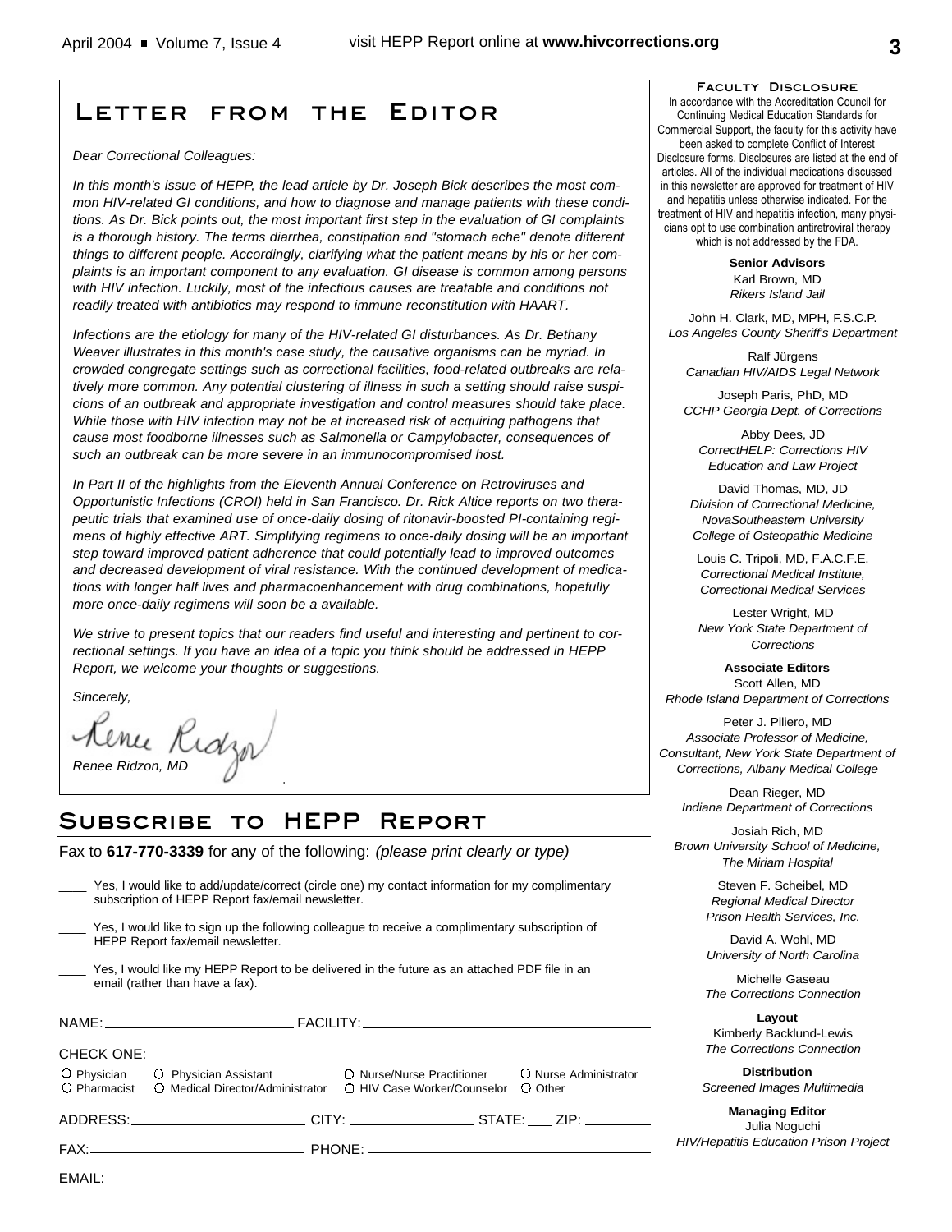# Letter from the Editor

*Dear Correctional Colleagues:*

*In this month's issue of HEPP, the lead article by Dr. Joseph Bick describes the most common HIV-related GI conditions, and how to diagnose and manage patients with these conditions. As Dr. Bick points out, the most important first step in the evaluation of GI complaints is a thorough history. The terms diarrhea, constipation and "stomach ache" denote different things to different people. Accordingly, clarifying what the patient means by his or her complaints is an important component to any evaluation. GI disease is common among persons with HIV infection. Luckily, most of the infectious causes are treatable and conditions not readily treated with antibiotics may respond to immune reconstitution with HAART.*

*Infections are the etiology for many of the HIV-related GI disturbances. As Dr. Bethany Weaver illustrates in this month's case study, the causative organisms can be myriad. In crowded congregate settings such as correctional facilities, food-related outbreaks are relatively more common. Any potential clustering of illness in such a setting should raise suspicions of an outbreak and appropriate investigation and control measures should take place. While those with HIV infection may not be at increased risk of acquiring pathogens that cause most foodborne illnesses such as Salmonella or Campylobacter, consequences of such an outbreak can be more severe in an immunocompromised host.*

*In Part II of the highlights from the Eleventh Annual Conference on Retroviruses and Opportunistic Infections (CROI) held in San Francisco. Dr. Rick Altice reports on two therapeutic trials that examined use of once-daily dosing of ritonavir-boosted PI-containing regimens of highly effective ART. Simplifying regimens to once-daily dosing will be an important step toward improved patient adherence that could potentially lead to improved outcomes and decreased development of viral resistance. With the continued development of medications with longer half lives and pharmacoenhancement with drug combinations, hopefully more once-daily regimens will soon be a available.*

*We strive to present topics that our readers find useful and interesting and pertinent to correctional settings. If you have an idea of a topic you think should be addressed in HEPP Report, we welcome your thoughts or suggestions.*

*Sincerely,*

*Renee Ridzon, MD*

# Subscribe to HEPP Report

Fax to **617-770-3339** for any of the following: *(please print clearly or type)*

____ Yes, I would like to add/update/correct (circle one) my contact information for my complimentary subscription of HEPP Report fax/email newsletter.

____ Yes, I would like to sign up the following colleague to receive a complimentary subscription of HEPP Report fax/email newsletter.

____ Yes, I would like my HEPP Report to be delivered in the future as an attached PDF file in an email (rather than have a fax).

NAME: ______________________ FACILITY: ______________________

CHECK ONE:

○ Physician ○ Physician Assistant ○ Nurse/Nurse Practitioner ○ Nurse Administrator
○ Pharmacist ○ Medical Director/Administrator ○ HIV Case Worker/Counselor ○ Other

ADDRESS: ______________________ CITY: ______________ STATE: ___ ZIP: ________

FAX: ______________________ PHONE: ______________________

EMAIL: ______________________

**Faculty Disclosure**

In accordance with the Accreditation Council for Continuing Medical Education Standards for Commercial Support, the faculty for this activity have been asked to complete Conflict of Interest Disclosure forms. Disclosures are listed at the end of articles. All of the individual medications discussed in this newsletter are approved for treatment of HIV and hepatitis unless otherwise indicated. For the treatment of HIV and hepatitis infection, many physicians opt to use combination antiretroviral therapy which is not addressed by the FDA.

**Senior Advisors**

Karl Brown, MD
*Rikers Island Jail*

John H. Clark, MD, MPH, F.S.C.P.
*Los Angeles County Sheriff's Department*

Ralf Jürgens
*Canadian HIV/AIDS Legal Network*

Joseph Paris, PhD, MD
*CCHP Georgia Dept. of Corrections*

Abby Dees, JD
*CorrectHELP: Corrections HIV Education and Law Project*

David Thomas, MD, JD
*Division of Correctional Medicine, NovaSoutheastern University College of Osteopathic Medicine*

Louis C. Tripoli, MD, F.A.C.F.E.
*Correctional Medical Institute, Correctional Medical Services*

Lester Wright, MD
*New York State Department of Corrections*

**Associate Editors**

Scott Allen, MD
*Rhode Island Department of Corrections*

Peter J. Piliero, MD
*Associate Professor of Medicine, Consultant, New York State Department of Corrections, Albany Medical College*

Dean Rieger, MD
*Indiana Department of Corrections*

Josiah Rich, MD
*Brown University School of Medicine, The Miriam Hospital*

Steven F. Scheibel, MD
*Regional Medical Director Prison Health Services, Inc.*

David A. Wohl, MD
*University of North Carolina*

Michelle Gaseau
*The Corrections Connection*

**Layout**

Kimberly Backlund-Lewis
*The Corrections Connection*

**Distribution**

*Screened Images Multimedia*

**Managing Editor**

Julia Noguchi
*HIV/Hepatitis Education Prison Project*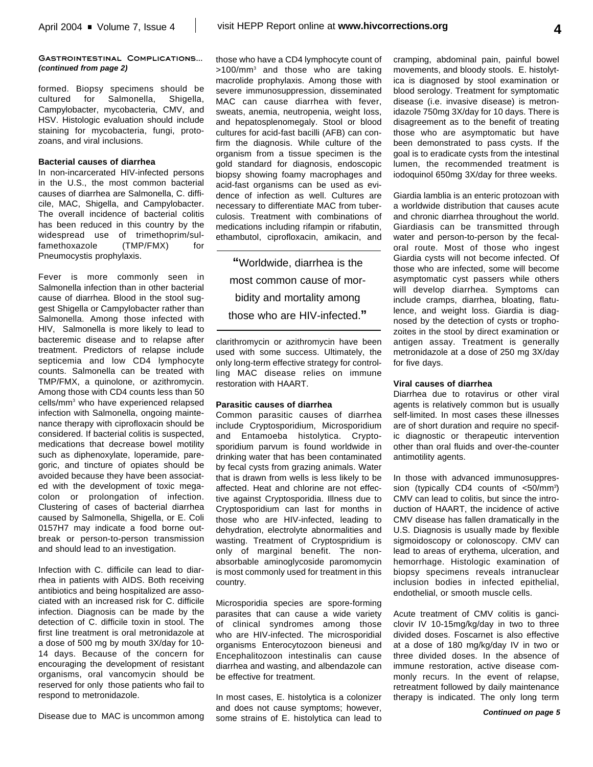### Gastrointestinal Complications...
***(continued from page 2)***

formed. Biopsy specimens should be cultured for Salmonella, Shigella, Campylobacter, mycobacteria, CMV, and HSV. Histologic evaluation should include staining for mycobacteria, fungi, protozoans, and viral inclusions.

**Bacterial causes of diarrhea**

In non-incarcerated HIV-infected persons in the U.S., the most common bacterial causes of diarrhea are Salmonella, C. difficile, MAC, Shigella, and Campylobacter. The overall incidence of bacterial colitis has been reduced in this country by the widespread use of trimethoprim/sulfamethoxazole (TMP/FMX) for Pneumocystis prophylaxis.

Fever is more commonly seen in Salmonella infection than in other bacterial cause of diarrhea. Blood in the stool suggest Shigella or Campylobacter rather than Salmonella. Among those infected with HIV, Salmonella is more likely to lead to bacteremic disease and to relapse after treatment. Predictors of relapse include septicemia and low CD4 lymphocyte counts. Salmonella can be treated with TMP/FMX, a quinolone, or azithromycin. Among those with CD4 counts less than 50 cells/mm$^3$ who have experienced relapsed infection with Salmonella, ongoing maintenance therapy with ciprofloxacin should be considered. If bacterial colitis is suspected, medications that decrease bowel motility such as diphenoxylate, loperamide, paregoric, and tincture of opiates should be avoided because they have been associated with the development of toxic megacolon or prolongation of infection. Clustering of cases of bacterial diarrhea caused by Salmonella, Shigella, or E. Coli 0157H7 may indicate a food borne outbreak or person-to-person transmission and should lead to an investigation.

Infection with C. difficile can lead to diarrhea in patients with AIDS. Both receiving antibiotics and being hospitalized are associated with an increased risk for C. difficile infection. Diagnosis can be made by the detection of C. difficile toxin in stool. The first line treatment is oral metronidazole at a dose of 500 mg by mouth 3X/day for 10-14 days. Because of the concern for encouraging the development of resistant organisms, oral vancomycin should be reserved for only those patients who fail to respond to metronidazole.

Disease due to MAC is uncommon among those who have a CD4 lymphocyte count of >100/mm$^3$ and those who are taking macrolide prophylaxis. Among those with severe immunosuppression, disseminated MAC can cause diarrhea with fever, sweats, anemia, neutropenia, weight loss, and hepatosplenomegaly. Stool or blood cultures for acid-fast bacilli (AFB) can confirm the diagnosis. While culture of the organism from a tissue specimen is the gold standard for diagnosis, endoscopic biopsy showing foamy macrophages and acid-fast organisms can be used as evidence of infection as well. Cultures are necessary to differentiate MAC from tuberculosis. Treatment with combinations of medications including rifampin or rifabutin, ethambutol, ciprofloxacin, amikacin, and clarithromycin or azithromycin have been used with some success. Ultimately, the only long-term effective strategy for controlling MAC disease relies on immune restoration with HAART.

> **"**Worldwide, diarrhea is the most common cause of morbidity and mortality among those who are HIV-infected.**"**

**Parasitic causes of diarrhea**

Common parasitic causes of diarrhea include Cryptosporidium, Microsporidium and Entamoeba histolytica. Cryptosporidium parvum is found worldwide in drinking water that has been contaminated by fecal cysts from grazing animals. Water that is drawn from wells is less likely to be affected. Heat and chlorine are not effective against Cryptosporidia. Illness due to Cryptosporidium can last for months in those who are HIV-infected, leading to dehydration, electrolyte abnormalities and wasting. Treatment of Cryptospridium is only of marginal benefit. The non-absorbable aminoglycoside paromomycin is most commonly used for treatment in this country.

Microsporidia species are spore-forming parasites that can cause a wide variety of clinical syndromes among those who are HIV-infected. The microsporidial organisms Enterocytozoon bieneusi and Encephalitozoon intestinalis can cause diarrhea and wasting, and albendazole can be effective for treatment.

In most cases, E. histolytica is a colonizer and does not cause symptoms; however, some strains of E. histolytica can lead to cramping, abdominal pain, painful bowel movements, and bloody stools. E. histolytica is diagnosed by stool examination or blood serology. Treatment for symptomatic disease (i.e. invasive disease) is metronidazole 750mg 3X/day for 10 days. There is disagreement as to the benefit of treating those who are asymptomatic but have been demonstrated to pass cysts. If the goal is to eradicate cysts from the intestinal lumen, the recommended treatment is iodoquinol 650mg 3X/day for three weeks.

Giardia lamblia is an enteric protozoan with a worldwide distribution that causes acute and chronic diarrhea throughout the world. Giardiasis can be transmitted through water and person-to-person by the fecal-oral route. Most of those who ingest Giardia cysts will not become infected. Of those who are infected, some will become asymptomatic cyst passers while others will develop diarrhea. Symptoms can include cramps, diarrhea, bloating, flatulence, and weight loss. Giardia is diagnosed by the detection of cysts or trophozoites in the stool by direct examination or antigen assay. Treatment is generally metronidazole at a dose of 250 mg 3X/day for five days.

**Viral causes of diarrhea**

Diarrhea due to rotavirus or other viral agents is relatively common but is usually self-limited. In most cases these illnesses are of short duration and require no specific diagnostic or therapeutic intervention other than oral fluids and over-the-counter antimotility agents.

In those with advanced immunosuppression (typically CD4 counts of <50/mm$^3$) CMV can lead to colitis, but since the introduction of HAART, the incidence of active CMV disease has fallen dramatically in the U.S. Diagnosis is usually made by flexible sigmoidoscopy or colonoscopy. CMV can lead to areas of erythema, ulceration, and hemorrhage. Histologic examination of biopsy specimens reveals intranuclear inclusion bodies in infected epithelial, endothelial, or smooth muscle cells.

Acute treatment of CMV colitis is ganciclovir IV 10-15mg/kg/day in two to three divided doses. Foscarnet is also effective at a dose of 180 mg/kg/day IV in two or three divided doses. In the absence of immune restoration, active disease commonly recurs. In the event of relapse, retreatment followed by daily maintenance therapy is indicated. The only long term

***Continued on page 5***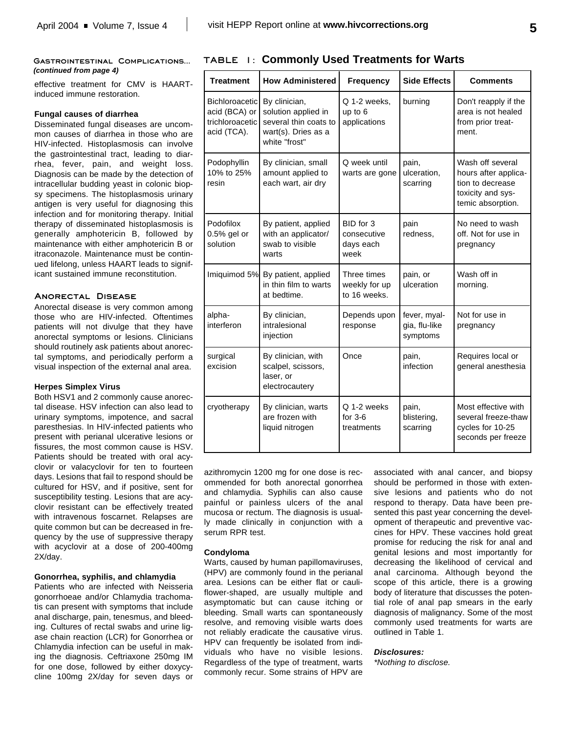### Gastrointestinal Complications...
***(continued from page 4)***

effective treatment for CMV is HAART-induced immune restoration.

**Fungal causes of diarrhea**

Disseminated fungal diseases are uncommon causes of diarrhea in those who are HIV-infected. Histoplasmosis can involve the gastrointestinal tract, leading to diarrhea, fever, pain, and weight loss. Diagnosis can be made by the detection of intracellular budding yeast in colonic biopsy specimens. The histoplasmosis urinary antigen is very useful for diagnosing this infection and for monitoring therapy. Initial therapy of disseminated histoplasmosis is generally amphotericin B, followed by maintenance with either amphotericin B or itraconazole. Maintenance must be continued lifelong, unless HAART leads to significant sustained immune reconstitution.

### Anorectal Disease

Anorectal disease is very common among those who are HIV-infected. Oftentimes patients will not divulge that they have anorectal symptoms or lesions. Clinicians should routinely ask patients about anorectal symptoms, and periodically perform a visual inspection of the external anal area.

**Herpes Simplex Virus**

Both HSV1 and 2 commonly cause anorectal disease. HSV infection can also lead to urinary symptoms, impotence, and sacral paresthesias. In HIV-infected patients who present with perianal ulcerative lesions or fissures, the most common cause is HSV. Patients should be treated with oral acyclovir or valacyclovir for ten to fourteen days. Lesions that fail to respond should be cultured for HSV, and if positive, sent for susceptibility testing. Lesions that are acyclovir resistant can be effectively treated with intravenous foscarnet. Relapses are quite common but can be decreased in frequency by the use of suppressive therapy with acyclovir at a dose of 200-400mg 2X/day.

**Gonorrhea, syphilis, and chlamydia**

Patients who are infected with Neisseria gonorrhoeae and/or Chlamydia trachomatis can present with symptoms that include anal discharge, pain, tenesmus, and bleeding. Cultures of rectal swabs and urine ligase chain reaction (LCR) for Gonorrhea or Chlamydia infection can be useful in making the diagnosis. Ceftriaxone 250mg IM for one dose, followed by either doxycycline 100mg 2X/day for seven days or azithromycin 1200 mg for one dose is recommended for both anorectal gonorrhea and chlamydia. Syphilis can also cause painful or painless ulcers of the anal mucosa or rectum. The diagnosis is usually made clinically in conjunction with a serum RPR test.

**Condyloma**

Warts, caused by human papillomaviruses, (HPV) are commonly found in the perianal area. Lesions can be either flat or cauliflower-shaped, are usually multiple and asymptomatic but can cause itching or bleeding. Small warts can spontaneously resolve, and removing visible warts does not reliably eradicate the causative virus. HPV can frequently be isolated from individuals who have no visible lesions. Regardless of the type of treatment, warts commonly recur. Some strains of HPV are associated with anal cancer, and biopsy should be performed in those with extensive lesions and patients who do not respond to therapy. Data have been presented this past year concerning the development of therapeutic and preventive vaccines for HPV. These vaccines hold great promise for reducing the risk for anal and genital lesions and most importantly for decreasing the likelihood of cervical and anal carcinoma. Although beyond the scope of this article, there is a growing body of literature that discusses the potential role of anal pap smears in the early diagnosis of malignancy. Some of the most commonly used treatments for warts are outlined in Table 1.

### TABLE 1: Commonly Used Treatments for Warts

| Treatment | How Administered | Frequency | Side Effects | Comments |
|---|---|---|---|---|
| Bichloroacetic acid (BCA) or trichloroacetic acid (TCA). | By clinician, solution applied in several thin coats to wart(s). Dries as a white "frost" | Q 1-2 weeks, up to 6 applications | burning | Don't reapply if the area is not healed from prior treatment. |
| Podophyllin 10% to 25% resin | By clinician, small amount applied to each wart, air dry | Q week until warts are gone | pain, ulceration, scarring | Wash off several hours after application to decrease toxicity and systemic absorption. |
| Podofilox 0.5% gel or solution | By patient, applied with an applicator/ swab to visible warts | BID for 3 consecutive days each week | pain redness, | No need to wash off. Not for use in pregnancy |
| Imiquimod 5% | By patient, applied in thin film to warts at bedtime. | Three times weekly for up to 16 weeks. | pain, or ulceration | Wash off in morning. |
| alpha-interferon | By clinician, intralesional injection | Depends upon response | fever, myalgia, flu-like symptoms | Not for use in pregnancy |
| surgical excision | By clinician, with scalpel, scissors, laser, or electrocautery | Once | pain, infection | Requires local or general anesthesia |
| cryotherapy | By clinician, warts are frozen with liquid nitrogen | Q 1-2 weeks for 3-6 treatments | pain, blistering, scarring | Most effective with several freeze-thaw cycles for 10-25 seconds per freeze |

***Disclosures:***

**Nothing to disclose.*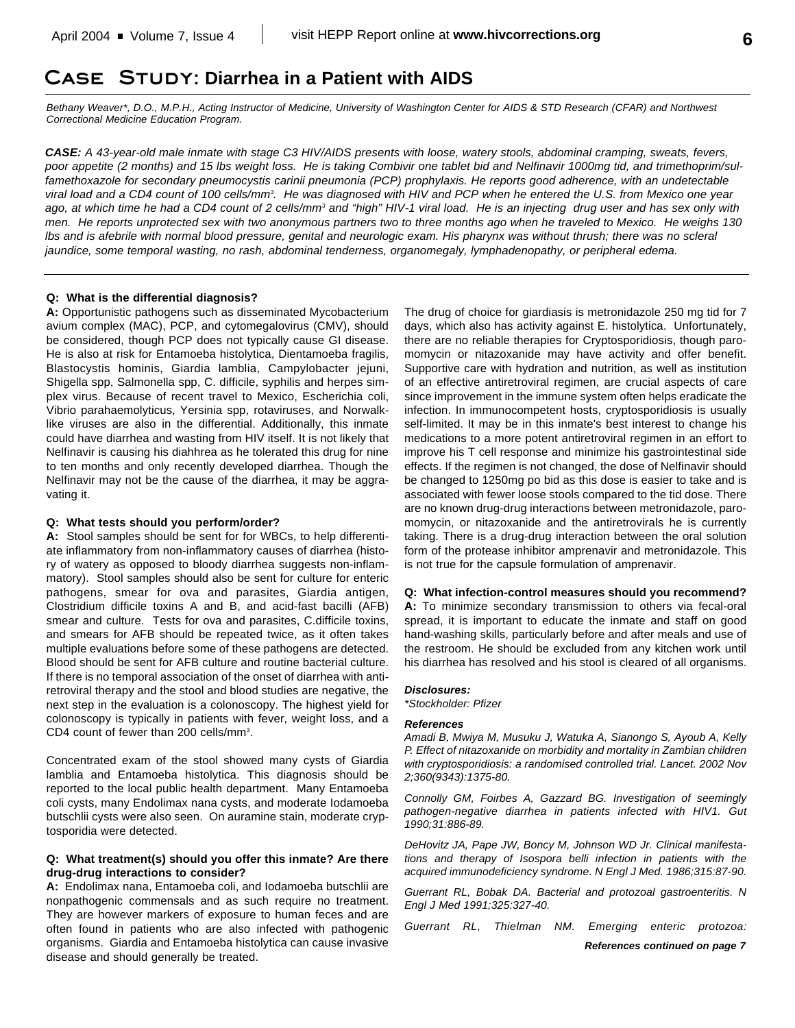# Case Study: Diarrhea in a Patient with AIDS

*Bethany Weaver\*, D.O., M.P.H., Acting Instructor of Medicine, University of Washington Center for AIDS & STD Research (CFAR) and Northwest Correctional Medicine Education Program.*

***CASE:** A 43-year-old male inmate with stage C3 HIV/AIDS presents with loose, watery stools, abdominal cramping, sweats, fevers, poor appetite (2 months) and 15 lbs weight loss. He is taking Combivir one tablet bid and Nelfinavir 1000mg tid, and trimethoprim/sulfamethoxazole for secondary pneumocystis carinii pneumonia (PCP) prophylaxis. He reports good adherence, with an undetectable viral load and a CD4 count of 100 cells/mm$^3$. He was diagnosed with HIV and PCP when he entered the U.S. from Mexico one year ago, at which time he had a CD4 count of 2 cells/mm$^3$ and "high" HIV-1 viral load. He is an injecting drug user and has sex only with men. He reports unprotected sex with two anonymous partners two to three months ago when he traveled to Mexico. He weighs 130 lbs and is afebrile with normal blood pressure, genital and neurologic exam. His pharynx was without thrush; there was no scleral jaundice, some temporal wasting, no rash, abdominal tenderness, organomegaly, lymphadenopathy, or peripheral edema.*

**Q: What is the differential diagnosis?**

**A:** Opportunistic pathogens such as disseminated Mycobacterium avium complex (MAC), PCP, and cytomegalovirus (CMV), should be considered, though PCP does not typically cause GI disease. He is also at risk for Entamoeba histolytica, Dientamoeba fragilis, Blastocystis hominis, Giardia lamblia, Campylobacter jejuni, Shigella spp, Salmonella spp, C. difficile, syphilis and herpes simplex virus. Because of recent travel to Mexico, Escherichia coli, Vibrio parahaemolyticus, Yersinia spp, rotaviruses, and Norwalk-like viruses are also in the differential. Additionally, this inmate could have diarrhea and wasting from HIV itself. It is not likely that Nelfinavir is causing his diahhrea as he tolerated this drug for nine to ten months and only recently developed diarrhea. Though the Nelfinavir may not be the cause of the diarrhea, it may be aggravating it.

**Q: What tests should you perform/order?**

**A:** Stool samples should be sent for for WBCs, to help differentiate inflammatory from non-inflammatory causes of diarrhea (history of watery as opposed to bloody diarrhea suggests non-inflammatory). Stool samples should also be sent for culture for enteric pathogens, smear for ova and parasites, Giardia antigen, Clostridium difficile toxins A and B, and acid-fast bacilli (AFB) smear and culture. Tests for ova and parasites, C.difficile toxins, and smears for AFB should be repeated twice, as it often takes multiple evaluations before some of these pathogens are detected. Blood should be sent for AFB culture and routine bacterial culture. If there is no temporal association of the onset of diarrhea with antiretroviral therapy and the stool and blood studies are negative, the next step in the evaluation is a colonoscopy. The highest yield for colonoscopy is typically in patients with fever, weight loss, and a CD4 count of fewer than 200 cells/mm$^3$.

Concentrated exam of the stool showed many cysts of Giardia lamblia and Entamoeba histolytica. This diagnosis should be reported to the local public health department. Many Entamoeba coli cysts, many Endolimax nana cysts, and moderate Iodamoeba butschlii cysts were also seen. On auramine stain, moderate cryptosporidia were detected.

**Q: What treatment(s) should you offer this inmate? Are there drug-drug interactions to consider?**

**A:** Endolimax nana, Entamoeba coli, and Iodamoeba butschlii are nonpathogenic commensals and as such require no treatment. They are however markers of exposure to human feces and are often found in patients who are also infected with pathogenic organisms. Giardia and Entamoeba histolytica can cause invasive disease and should generally be treated.

The drug of choice for giardiasis is metronidazole 250 mg tid for 7 days, which also has activity against E. histolytica. Unfortunately, there are no reliable therapies for Cryptosporidiosis, though paromomycin or nitazoxanide may have activity and offer benefit. Supportive care with hydration and nutrition, as well as institution of an effective antiretroviral regimen, are crucial aspects of care since improvement in the immune system often helps eradicate the infection. In immunocompetent hosts, cryptosporidiosis is usually self-limited. It may be in this inmate's best interest to change his medications to a more potent antiretroviral regimen in an effort to improve his T cell response and minimize his gastrointestinal side effects. If the regimen is not changed, the dose of Nelfinavir should be changed to 1250mg po bid as this dose is easier to take and is associated with fewer loose stools compared to the tid dose. There are no known drug-drug interactions between metronidazole, paromomycin, or nitazoxanide and the antiretrovirals he is currently taking. There is a drug-drug interaction between the oral solution form of the protease inhibitor amprenavir and metronidazole. This is not true for the capsule formulation of amprenavir.

**Q: What infection-control measures should you recommend?**

**A:** To minimize secondary transmission to others via fecal-oral spread, it is important to educate the inmate and staff on good hand-washing skills, particularly before and after meals and use of the restroom. He should be excluded from any kitchen work until his diarrhea has resolved and his stool is cleared of all organisms.

***Disclosures:***

*\*Stockholder: Pfizer*

***References***

*Amadi B, Mwiya M, Musuku J, Watuka A, Sianongo S, Ayoub A, Kelly P. Effect of nitazoxanide on morbidity and mortality in Zambian children with cryptosporidiosis: a randomised controlled trial. Lancet. 2002 Nov 2;360(9343):1375-80.*

*Connolly GM, Foirbes A, Gazzard BG. Investigation of seemingly pathogen-negative diarrhea in patients infected with HIV1. Gut 1990;31:886-89.*

*DeHovitz JA, Pape JW, Boncy M, Johnson WD Jr. Clinical manifestations and therapy of Isospora belli infection in patients with the acquired immunodeficiency syndrome. N Engl J Med. 1986;315:87-90.*

*Guerrant RL, Bobak DA. Bacterial and protozoal gastroenteritis. N Engl J Med 1991;325:327-40.*

*Guerrant RL, Thielman NM. Emerging enteric protozoa:*

***References continued on page 7***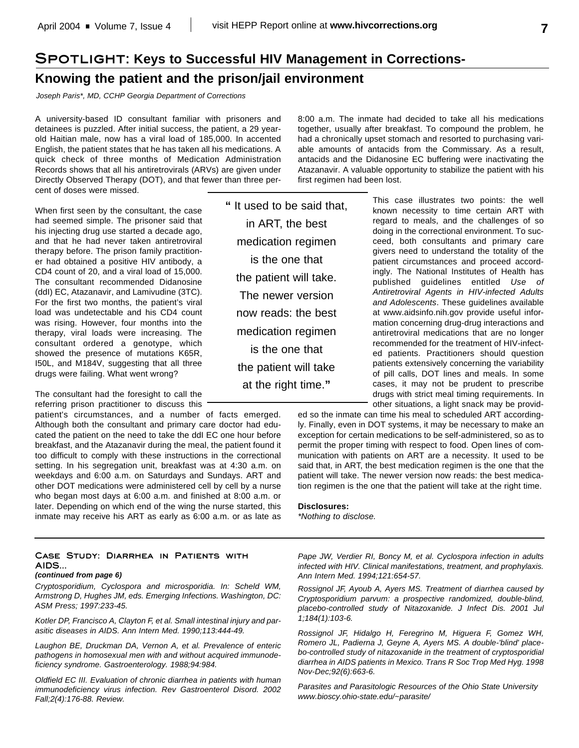# SPOTLIGHT: Keys to Successful HIV Management in Corrections-

## Knowing the patient and the prison/jail environment

*Joseph Paris\*, MD, CCHP Georgia Department of Corrections*

A university-based ID consultant familiar with prisoners and detainees is puzzled. After initial success, the patient, a 29 year-old Haitian male, now has a viral load of 185,000. In accented English, the patient states that he has taken all his medications. A quick check of three months of Medication Administration Records shows that all his antiretrovirals (ARVs) are given under Directly Observed Therapy (DOT), and that fewer than three percent of doses were missed.

When first seen by the consultant, the case had seemed simple. The prisoner said that his injecting drug use started a decade ago, and that he had never taken antiretroviral therapy before. The prison family practitioner had obtained a positive HIV antibody, a CD4 count of 20, and a viral load of 15,000. The consultant recommended Didanosine (ddI) EC, Atazanavir, and Lamivudine (3TC). For the first two months, the patient's viral load was undetectable and his CD4 count was rising. However, four months into the therapy, viral loads were increasing. The consultant ordered a genotype, which showed the presence of mutations K65R, I50L, and M184V, suggesting that all three drugs were failing. What went wrong?

The consultant had the foresight to call the referring prison practitioner to discuss this patient's circumstances, and a number of facts emerged. Although both the consultant and primary care doctor had educated the patient on the need to take the ddI EC one hour before breakfast, and the Atazanavir during the meal, the patient found it too difficult to comply with these instructions in the correctional setting. In his segregation unit, breakfast was at 4:30 a.m. on weekdays and 6:00 a.m. on Saturdays and Sundays. ART and other DOT medications were administered cell by cell by a nurse who began most days at 6:00 a.m. and finished at 8:00 a.m. or later. Depending on which end of the wing the nurse started, this inmate may receive his ART as early as 6:00 a.m. or as late as 8:00 a.m. The inmate had decided to take all his medications together, usually after breakfast. To compound the problem, he had a chronically upset stomach and resorted to purchasing variable amounts of antacids from the Commissary. As a result, antacids and the Didanosine EC buffering were inactivating the Atazanavir. A valuable opportunity to stabilize the patient with his first regimen had been lost.

> **"** It used to be said that, in ART, the best medication regimen is the one that the patient will take. The newer version now reads: the best medication regimen is the one that the patient will take at the right time.**"**

This case illustrates two points: the well known necessity to time certain ART with regard to meals, and the challenges of so doing in the correctional environment. To succeed, both consultants and primary care givers need to understand the totality of the patient circumstances and proceed accordingly. The National Institutes of Health has published guidelines entitled *Use of Antiretroviral Agents in HIV-infected Adults and Adolescents*. These guidelines available at www.aidsinfo.nih.gov provide useful information concerning drug-drug interactions and antiretroviral medications that are no longer recommended for the treatment of HIV-infected patients. Practitioners should question patients extensively concerning the variability of pill calls, DOT lines and meals. In some cases, it may not be prudent to prescribe drugs with strict meal timing requirements. In other situations, a light snack may be provided so the inmate can time his meal to scheduled ART accordingly. Finally, even in DOT systems, it may be necessary to make an exception for certain medications to be self-administered, so as to permit the proper timing with respect to food. Open lines of communication with patients on ART are a necessity. It used to be said that, in ART, the best medication regimen is the one that the patient will take. The newer version now reads: the best medication regimen is the one that the patient will take at the right time.

**Disclosures:**
*\*Nothing to disclose.*

---

### Case Study: Diarrhea in Patients with AIDS...

***(continued from page 6)***

*Cryptosporidium, Cyclospora and microsporidia. In: Scheld WM, Armstrong D, Hughes JM, eds. Emerging Infections. Washington, DC: ASM Press; 1997:233-45.*

*Kotler DP, Francisco A, Clayton F, et al. Small intestinal injury and parasitic diseases in AIDS. Ann Intern Med. 1990;113:444-49.*

*Laughon BE, Druckman DA, Vernon A, et al. Prevalence of enteric pathogens in homosexual men with and without acquired immunodeficiency syndrome. Gastroenterology. 1988;94:984.*

*Oldfield EC III. Evaluation of chronic diarrhea in patients with human immunodeficiency virus infection. Rev Gastroenterol Disord. 2002 Fall;2(4):176-88. Review.*

*Pape JW, Verdier RI, Boncy M, et al. Cyclospora infection in adults infected with HIV. Clinical manifestations, treatment, and prophylaxis. Ann Intern Med. 1994;121:654-57.*

*Rossignol JF, Ayoub A, Ayers MS. Treatment of diarrhea caused by Cryptosporidium parvum: a prospective randomized, double-blind, placebo-controlled study of Nitazoxanide. J Infect Dis. 2001 Jul 1;184(1):103-6.*

*Rossignol JF, Hidalgo H, Feregrino M, Higuera F, Gomez WH, Romero JL, Padierna J, Geyne A, Ayers MS. A double-'blind' placebo-controlled study of nitazoxanide in the treatment of cryptosporidial diarrhea in AIDS patients in Mexico. Trans R Soc Trop Med Hyg. 1998 Nov-Dec;92(6):663-6.*

*Parasites and Parasitologic Resources of the Ohio State University www.bioscy.ohio-state.edu/~parasite/*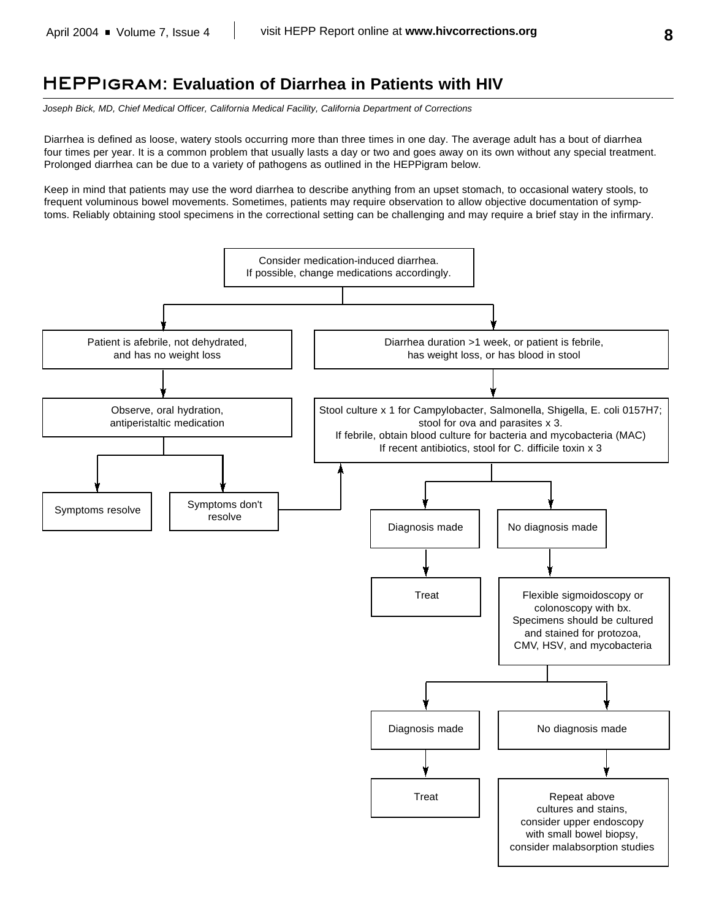# HEPPigram: Evaluation of Diarrhea in Patients with HIV

*Joseph Bick, MD, Chief Medical Officer, California Medical Facility, California Department of Corrections*

Diarrhea is defined as loose, watery stools occurring more than three times in one day. The average adult has a bout of diarrhea four times per year. It is a common problem that usually lasts a day or two and goes away on its own without any special treatment. Prolonged diarrhea can be due to a variety of pathogens as outlined in the HEPPigram below.

Keep in mind that patients may use the word diarrhea to describe anything from an upset stomach, to occasional watery stools, to frequent voluminous bowel movements. Sometimes, patients may require observation to allow objective documentation of symptoms. Reliably obtaining stool specimens in the correctional setting can be challenging and may require a brief stay in the infirmary.

Consider medication-induced diarrhea. If possible, change medications accordingly.

- Patient is afebrile, not dehydrated, and has no weight loss
  - Observe, oral hydration, antiperistaltic medication
    - Symptoms resolve
    - Symptoms don't resolve → (proceed to stool culture step below)
- Diarrhea duration >1 week, or patient is febrile, has weight loss, or has blood in stool
  - Stool culture x 1 for Campylobacter, Salmonella, Shigella, E. coli 0157H7; stool for ova and parasites x 3. If febrile, obtain blood culture for bacteria and mycobacteria (MAC) If recent antibiotics, stool for C. difficile toxin x 3
    - Diagnosis made
      - Treat
    - No diagnosis made
      - Flexible sigmoidoscopy or colonoscopy with bx. Specimens should be cultured and stained for protozoa, CMV, HSV, and mycobacteria
        - Diagnosis made
          - Treat
        - No diagnosis made
          - Repeat above cultures and stains, consider upper endoscopy with small bowel biopsy, consider malabsorption studies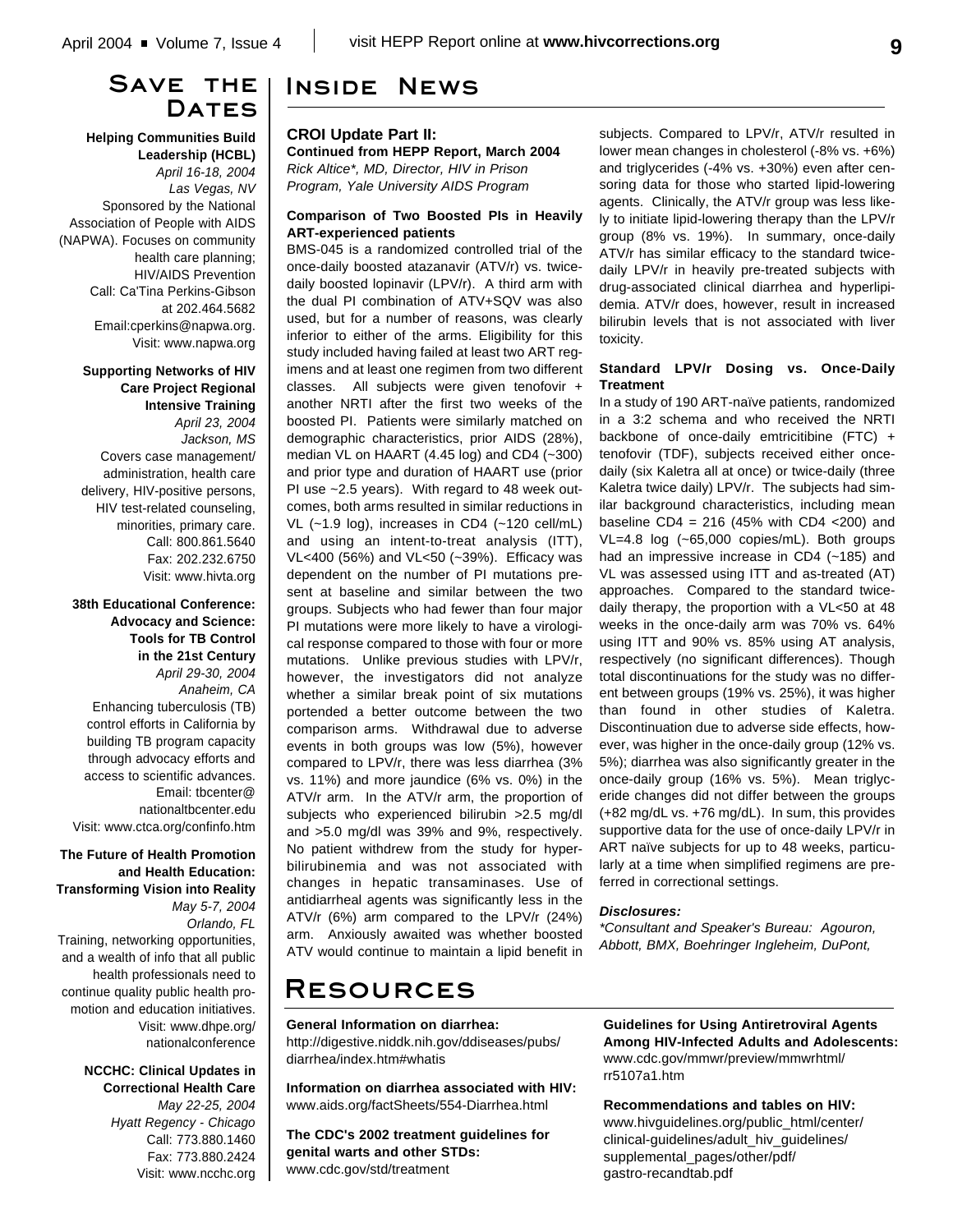# Save the Dates

**Helping Communities Build Leadership (HCBL)**
*April 16-18, 2004*
*Las Vegas, NV*
Sponsored by the National Association of People with AIDS (NAPWA). Focuses on community health care planning; HIV/AIDS Prevention
Call: Ca'Tina Perkins-Gibson at 202.464.5682
Email:cperkins@napwa.org.
Visit: www.napwa.org

**Supporting Networks of HIV Care Project Regional Intensive Training**
*April 23, 2004*
*Jackson, MS*
Covers case management/ administration, health care delivery, HIV-positive persons, HIV test-related counseling, minorities, primary care.
Call: 800.861.5640
Fax: 202.232.6750
Visit: www.hivta.org

**38th Educational Conference: Advocacy and Science: Tools for TB Control in the 21st Century**
*April 29-30, 2004*
*Anaheim, CA*
Enhancing tuberculosis (TB) control efforts in California by building TB program capacity through advocacy efforts and access to scientific advances.
Email: tbcenter@ nationaltbcenter.edu
Visit: www.ctca.org/confinfo.htm

**The Future of Health Promotion and Health Education: Transforming Vision into Reality**
*May 5-7, 2004*
*Orlando, FL*
Training, networking opportunities, and a wealth of info that all public health professionals need to continue quality public health promotion and education initiatives.
Visit: www.dhpe.org/ nationalconference

**NCCHC: Clinical Updates in Correctional Health Care**
*May 22-25, 2004*
*Hyatt Regency - Chicago*
Call: 773.880.1460
Fax: 773.880.2424
Visit: www.ncchc.org

# Inside News

## CROI Update Part II:

**Continued from HEPP Report, March 2004**
*Rick Altice\*, MD, Director, HIV in Prison Program, Yale University AIDS Program*

### Comparison of Two Boosted PIs in Heavily ART-experienced patients

BMS-045 is a randomized controlled trial of the once-daily boosted atazanavir (ATV/r) vs. twice-daily boosted lopinavir (LPV/r). A third arm with the dual PI combination of ATV+SQV was also used, but for a number of reasons, was clearly inferior to either of the arms. Eligibility for this study included having failed at least two ART regimens and at least one regimen from two different classes. All subjects were given tenofovir + another NRTI after the first two weeks of the boosted PI. Patients were similarly matched on demographic characteristics, prior AIDS (28%), median VL on HAART (4.45 log) and CD4 (~300) and prior type and duration of HAART use (prior PI use ~2.5 years). With regard to 48 week outcomes, both arms resulted in similar reductions in VL (~1.9 log), increases in CD4 (~120 cell/mL) and using an intent-to-treat analysis (ITT), VL<400 (56%) and VL<50 (~39%). Efficacy was dependent on the number of PI mutations present at baseline and similar between the two groups. Subjects who had fewer than four major PI mutations were more likely to have a virological response compared to those with four or more mutations. Unlike previous studies with LPV/r, however, the investigators did not analyze whether a similar break point of six mutations portended a better outcome between the two comparison arms. Withdrawal due to adverse events in both groups was low (5%), however compared to LPV/r, there was less diarrhea (3% vs. 11%) and more jaundice (6% vs. 0%) in the ATV/r arm. In the ATV/r arm, the proportion of subjects who experienced bilirubin >2.5 mg/dl and >5.0 mg/dl was 39% and 9%, respectively. No patient withdrew from the study for hyperbilirubinemia and was not associated with changes in hepatic transaminases. Use of antidiarrheal agents was significantly less in the ATV/r (6%) arm compared to the LPV/r (24%) arm. Anxiously awaited was whether boosted ATV would continue to maintain a lipid benefit in subjects. Compared to LPV/r, ATV/r resulted in lower mean changes in cholesterol (-8% vs. +6%) and triglycerides (-4% vs. +30%) even after censoring data for those who started lipid-lowering agents. Clinically, the ATV/r group was less likely to initiate lipid-lowering therapy than the LPV/r group (8% vs. 19%). In summary, once-daily ATV/r has similar efficacy to the standard twice-daily LPV/r in heavily pre-treated subjects with drug-associated clinical diarrhea and hyperlipidemia. ATV/r does, however, result in increased bilirubin levels that is not associated with liver toxicity.

### Standard LPV/r Dosing vs. Once-Daily Treatment

In a study of 190 ART-naïve patients, randomized in a 3:2 schema and who received the NRTI backbone of once-daily emtricitibine (FTC) + tenofovir (TDF), subjects received either once-daily (six Kaletra all at once) or twice-daily (three Kaletra twice daily) LPV/r. The subjects had similar background characteristics, including mean baseline CD4 = 216 (45% with CD4 <200) and VL=4.8 log (~65,000 copies/mL). Both groups had an impressive increase in CD4 (~185) and VL was assessed using ITT and as-treated (AT) approaches. Compared to the standard twice-daily therapy, the proportion with a VL<50 at 48 weeks in the once-daily arm was 70% vs. 64% using ITT and 90% vs. 85% using AT analysis, respectively (no significant differences). Though total discontinuations for the study was no different between groups (19% vs. 25%), it was higher than found in other studies of Kaletra. Discontinuation due to adverse side effects, however, was higher in the once-daily group (12% vs. 5%); diarrhea was also significantly greater in the once-daily group (16% vs. 5%). Mean triglyceride changes did not differ between the groups (+82 mg/dL vs. +76 mg/dL). In sum, this provides supportive data for the use of once-daily LPV/r in ART naïve subjects for up to 48 weeks, particularly at a time when simplified regimens are preferred in correctional settings.

***Disclosures:***
*\*Consultant and Speaker's Bureau: Agouron, Abbott, BMX, Boehringer Ingleheim, DuPont,*

# Resources

**General Information on diarrhea:**
http://digestive.niddk.nih.gov/ddiseases/pubs/diarrhea/index.htm#whatis

**Information on diarrhea associated with HIV:**
www.aids.org/factSheets/554-Diarrhea.html

**The CDC's 2002 treatment guidelines for genital warts and other STDs:**
www.cdc.gov/std/treatment

**Guidelines for Using Antiretroviral Agents Among HIV-Infected Adults and Adolescents:**
www.cdc.gov/mmwr/preview/mmwrhtml/rr5107a1.htm

**Recommendations and tables on HIV:**
www.hivguidelines.org/public_html/center/clinical-guidelines/adult_hiv_guidelines/supplemental_pages/other/pdf/gastro-recandtab.pdf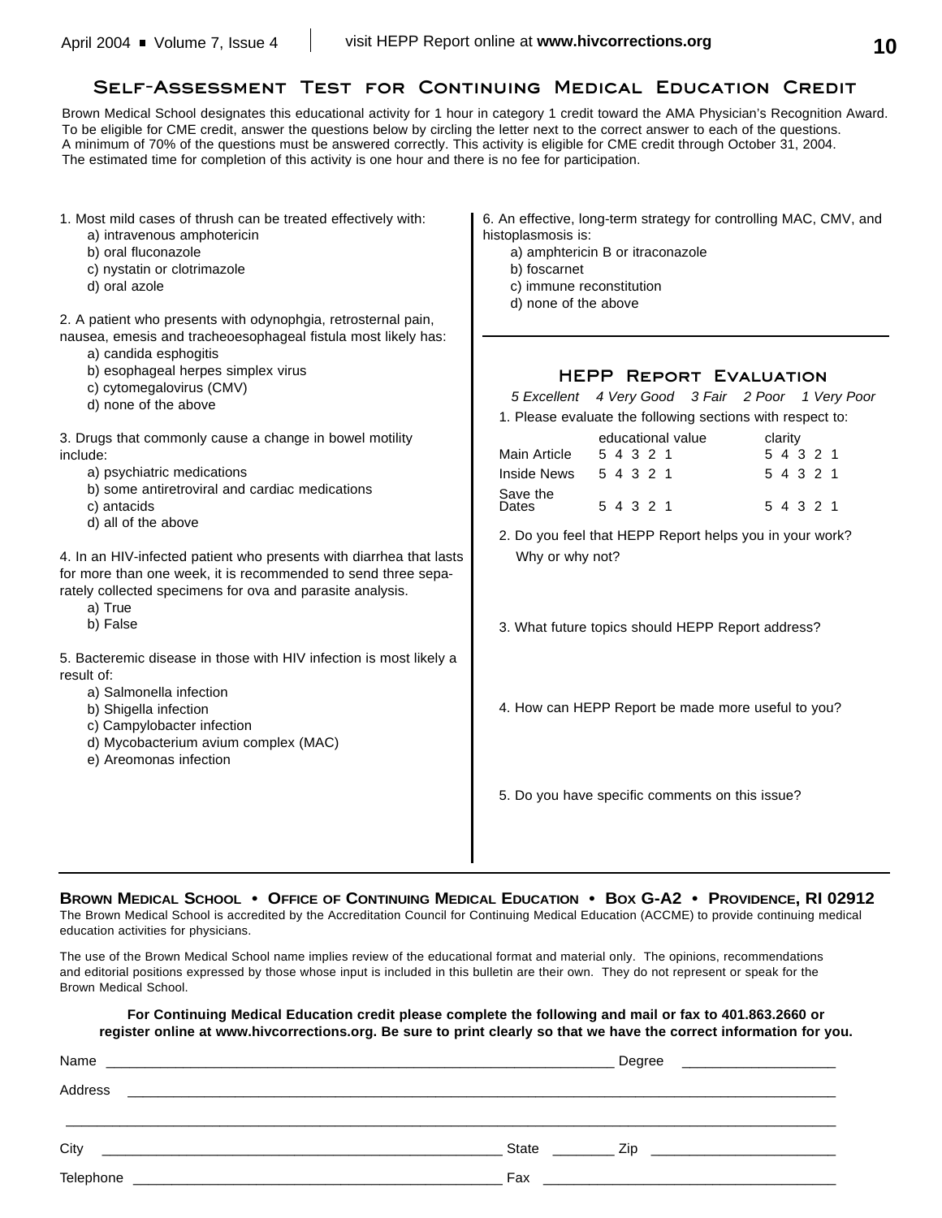## Self-Assessment Test for Continuing Medical Education Credit

Brown Medical School designates this educational activity for 1 hour in category 1 credit toward the AMA Physician's Recognition Award. To be eligible for CME credit, answer the questions below by circling the letter next to the correct answer to each of the questions. A minimum of 70% of the questions must be answered correctly. This activity is eligible for CME credit through October 31, 2004. The estimated time for completion of this activity is one hour and there is no fee for participation.

1. Most mild cases of thrush can be treated effectively with:
   - a) intravenous amphotericin
   - b) oral fluconazole
   - c) nystatin or clotrimazole
   - d) oral azole

2. A patient who presents with odynophgia, retrosternal pain, nausea, emesis and tracheoesophageal fistula most likely has:
   - a) candida esphogitis
   - b) esophageal herpes simplex virus
   - c) cytomegalovirus (CMV)
   - d) none of the above

3. Drugs that commonly cause a change in bowel motility include:
   - a) psychiatric medications
   - b) some antiretroviral and cardiac medications
   - c) antacids
   - d) all of the above

4. In an HIV-infected patient who presents with diarrhea that lasts for more than one week, it is recommended to send three separately collected specimens for ova and parasite analysis.
   - a) True
   - b) False

5. Bacteremic disease in those with HIV infection is most likely a result of:
   - a) Salmonella infection
   - b) Shigella infection
   - c) Campylobacter infection
   - d) Mycobacterium avium complex (MAC)
   - e) Areomonas infection

6. An effective, long-term strategy for controlling MAC, CMV, and histoplasmosis is:
   - a) amphtericin B or itraconazole
   - b) foscarnet
   - c) immune reconstitution
   - d) none of the above

## HEPP Report Evaluation

*5 Excellent 4 Very Good 3 Fair 2 Poor 1 Very Poor*

1. Please evaluate the following sections with respect to:

| | educational value | clarity |
|---|---|---|
| Main Article | 5 4 3 2 1 | 5 4 3 2 1 |
| Inside News | 5 4 3 2 1 | 5 4 3 2 1 |
| Save the Dates | 5 4 3 2 1 | 5 4 3 2 1 |

2. Do you feel that HEPP Report helps you in your work? Why or why not?

3. What future topics should HEPP Report address?

4. How can HEPP Report be made more useful to you?

5. Do you have specific comments on this issue?

**Brown Medical School • Office of Continuing Medical Education • Box G-A2 • Providence, RI 02912**

The Brown Medical School is accredited by the Accreditation Council for Continuing Medical Education (ACCME) to provide continuing medical education activities for physicians.

The use of the Brown Medical School name implies review of the educational format and material only. The opinions, recommendations and editorial positions expressed by those whose input is included in this bulletin are their own. They do not represent or speak for the Brown Medical School.

**For Continuing Medical Education credit please complete the following and mail or fax to 401.863.2660 or register online at www.hivcorrections.org. Be sure to print clearly so that we have the correct information for you.**

Name ______________________________ Degree ______________

Address ______________________________

______________________________

City ______________________ State ________ Zip ______________

Telephone ______________________ Fax ______________________